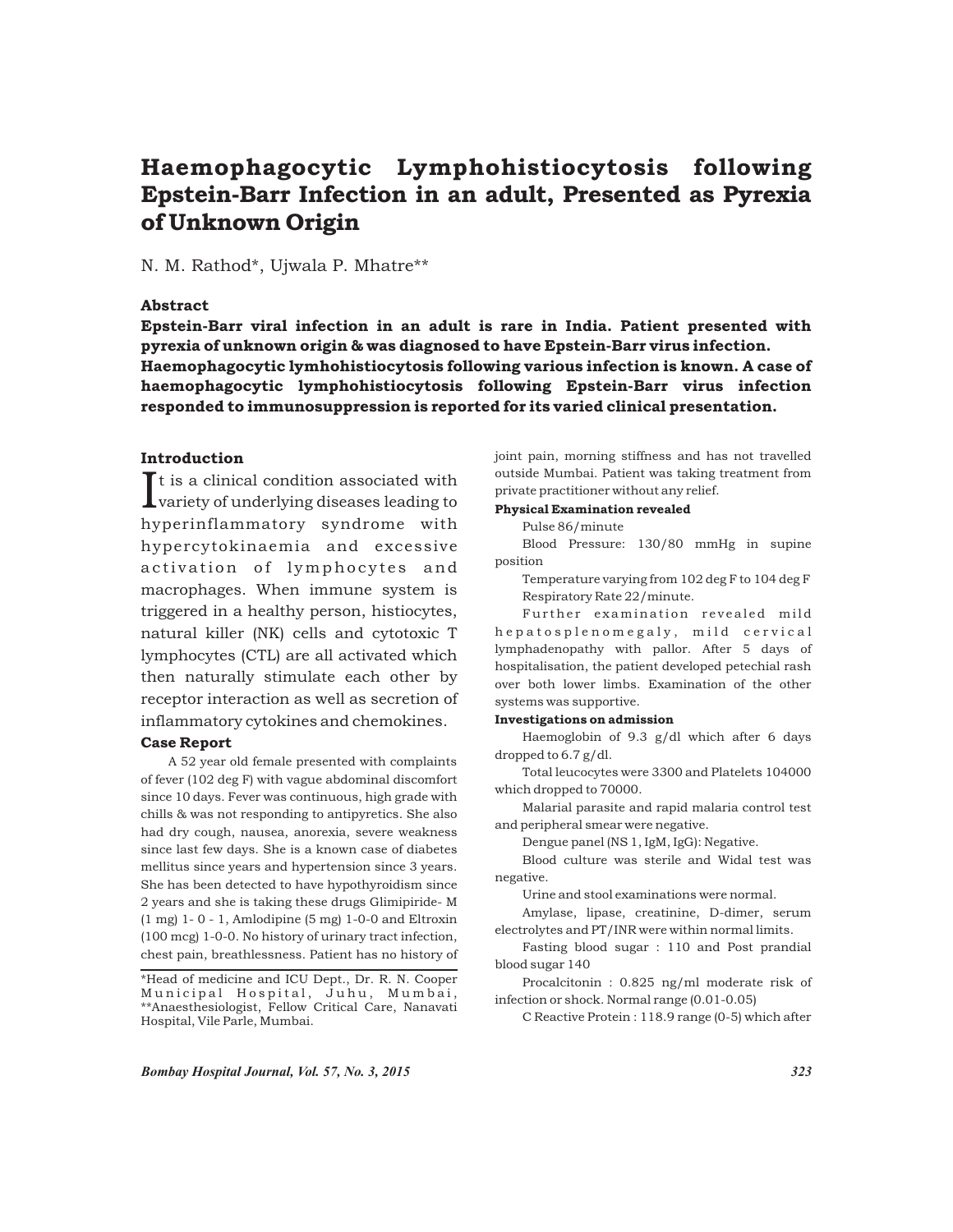# Haemophagocytic Lymphohistiocytosis following Epstein-Barr Infection in an adult, Presented as Pyrexia of Unknown Origin

N. M. Rathod*, Ujwala P. Mhatre**

## Abstract

**Epstein-Barr viral infection in an adult is rare in India. Patient presented with pyrexia of unknown origin & was diagnosed to have Epstein-Barr virus infection. Haemophagocytic lymhohistiocytosis following various infection is known. A case of haemophagocytic lymphohistiocytosis following Epstein-Barr virus infection responded to immunosuppression is reported for its varied clinical presentation.**

## Introduction

It is a clinical condition associated with variety of underlying diseases leading to hyperinflammatory syndrome with hypercytokinaemia and excessive activation of lymphocytes and macrophages. When immune system is triggered in a healthy person, histiocytes, natural killer (NK) cells and cytotoxic T lymphocytes (CTL) are all activated which then naturally stimulate each other by receptor interaction as well as secretion of inflammatory cytokines and chemokines.

## Case Report

A 52 year old female presented with complaints of fever (102 deg F) with vague abdominal discomfort since 10 days. Fever was continuous, high grade with chills & was not responding to antipyretics. She also had dry cough, nausea, anorexia, severe weakness since last few days. She is a known case of diabetes mellitus since years and hypertension since 3 years. She has been detected to have hypothyroidism since 2 years and she is taking these drugs Glimipiride- M (1 mg) 1- 0 - 1, Amlodipine (5 mg) 1-0-0 and Eltroxin (100 mcg) 1-0-0. No history of urinary tract infection, chest pain, breathlessness. Patient has no history of joint pain, morning stiffness and has not travelled outside Mumbai. Patient was taking treatment from private practitioner without any relief.

*Head of medicine and ICU Dept., Dr. R. N. Cooper Municipal Hospital, Juhu, Mumbai, **Anaesthesiologist, Fellow Critical Care, Nanavati Hospital, Vile Parle, Mumbai.

**Physical Examination revealed**

Pulse 86/minute

Blood Pressure: 130/80 mmHg in supine position

Temperature varying from 102 deg F to 104 deg F

Respiratory Rate 22/minute.

Further examination revealed mild hepatosplenomegaly, mild cervical lymphadenopathy with pallor. After 5 days of hospitalisation, the patient developed petechial rash over both lower limbs. Examination of the other systems was supportive.

**Investigations on admission**

Haemoglobin of 9.3 g/dl which after 6 days dropped to 6.7 g/dl.

Total leucocytes were 3300 and Platelets 104000 which dropped to 70000.

Malarial parasite and rapid malaria control test and peripheral smear were negative.

Dengue panel (NS 1, IgM, IgG): Negative.

Blood culture was sterile and Widal test was negative.

Urine and stool examinations were normal.

Amylase, lipase, creatinine, D-dimer, serum electrolytes and PT/INR were within normal limits.

Fasting blood sugar : 110 and Post prandial blood sugar 140

Procalcitonin : 0.825 ng/ml moderate risk of infection or shock. Normal range (0.01-0.05)

C Reactive Protein : 118.9 range (0-5) which after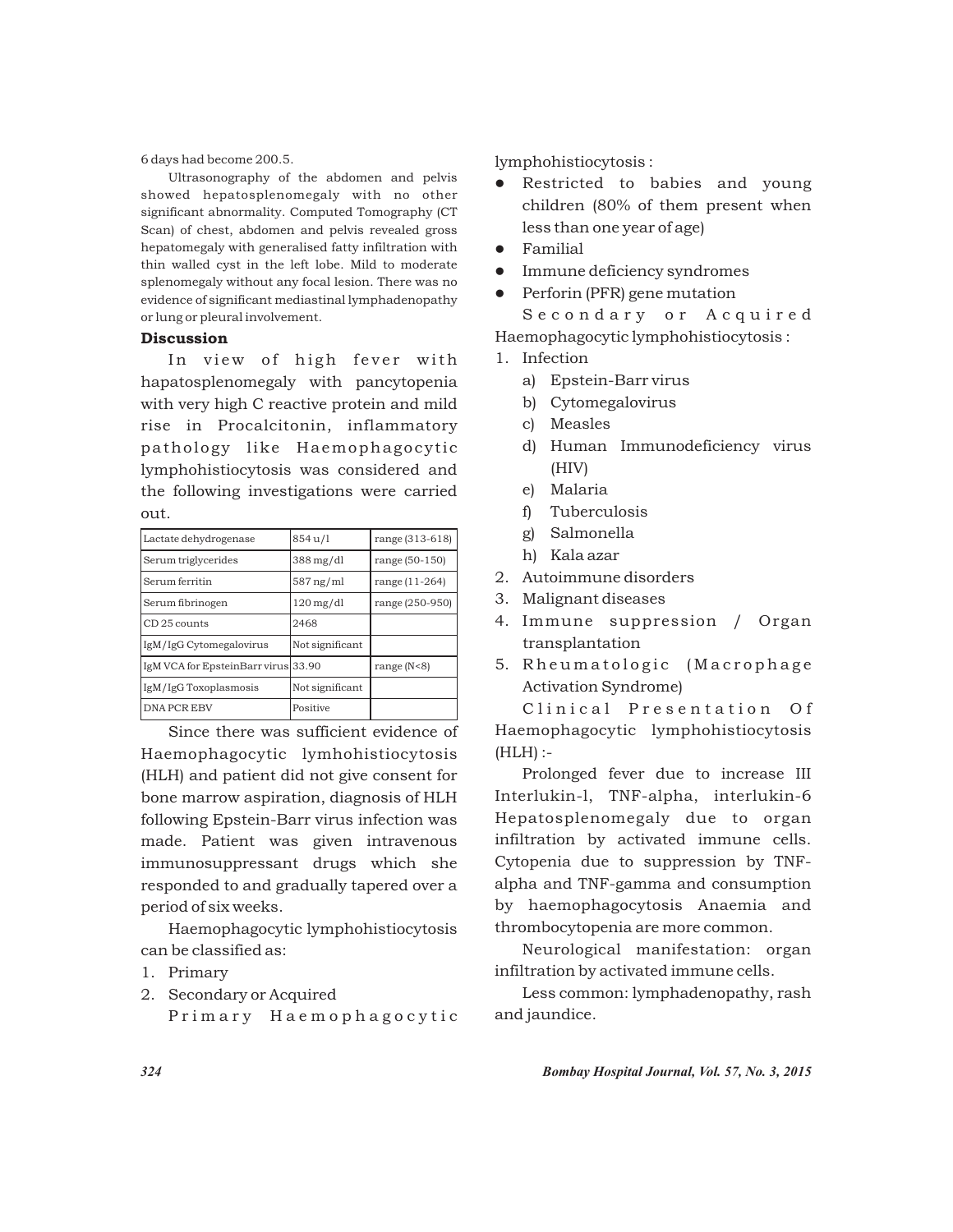6 days had become 200.5.

Ultrasonography of the abdomen and pelvis showed hepatosplenomegaly with no other significant abnormality. Computed Tomography (CT Scan) of chest, abdomen and pelvis revealed gross hepatomegaly with generalised fatty infiltration with thin walled cyst in the left lobe. Mild to moderate splenomegaly without any focal lesion. There was no evidence of significant mediastinal lymphadenopathy or lung or pleural involvement.

## Discussion

In view of high fever with hapatosplenomegaly with pancytopenia with very high C reactive protein and mild rise in Procalcitonin, inflammatory pathology like Haemophagocytic lymphohistiocytosis was considered and the following investigations were carried out.

| | | |
|---|---|---|
| Lactate dehydrogenase | 854 u/l | range (313-618) |
| Serum triglycerides | 388 mg/dl | range (50-150) |
| Serum ferritin | 587 ng/ml | range (11-264) |
| Serum fibrinogen | 120 mg/dl | range (250-950) |
| CD 25 counts | 2468 | |
| IgM/IgG Cytomegalovirus | Not significant | |
| IgM VCA for EpsteinBarr virus | 33.90 | range (N<8) |
| IgM/IgG Toxoplasmosis | Not significant | |
| DNA PCR EBV | Positive | |

Since there was sufficient evidence of Haemophagocytic lymhohistiocytosis (HLH) and patient did not give consent for bone marrow aspiration, diagnosis of HLH following Epstein-Barr virus infection was made. Patient was given intravenous immunosuppressant drugs which she responded to and gradually tapered over a period of six weeks.

Haemophagocytic lymphohistiocytosis can be classified as:

1. Primary
2. Secondary or Acquired

Primary Haemophagocytic lymphohistiocytosis :

- Restricted to babies and young children (80% of them present when less than one year of age)
- Familial
- Immune deficiency syndromes
- Perforin (PFR) gene mutation

Secondary or Acquired Haemophagocytic lymphohistiocytosis :

1. Infection
   a) Epstein-Barr virus
   b) Cytomegalovirus
   c) Measles
   d) Human Immunodeficiency virus (HIV)
   e) Malaria
   f) Tuberculosis
   g) Salmonella
   h) Kala azar
2. Autoimmune disorders
3. Malignant diseases
4. Immune suppression / Organ transplantation
5. Rheumatologic (Macrophage Activation Syndrome)

Clinical Presentation Of Haemophagocytic lymphohistiocytosis (HLH) :-

Prolonged fever due to increase III Interlukin-l, TNF-alpha, interlukin-6 Hepatosplenomegaly due to organ infiltration by activated immune cells. Cytopenia due to suppression by TNF-alpha and TNF-gamma and consumption by haemophagocytosis Anaemia and thrombocytopenia are more common.

Neurological manifestation: organ infiltration by activated immune cells.

Less common: lymphadenopathy, rash and jaundice.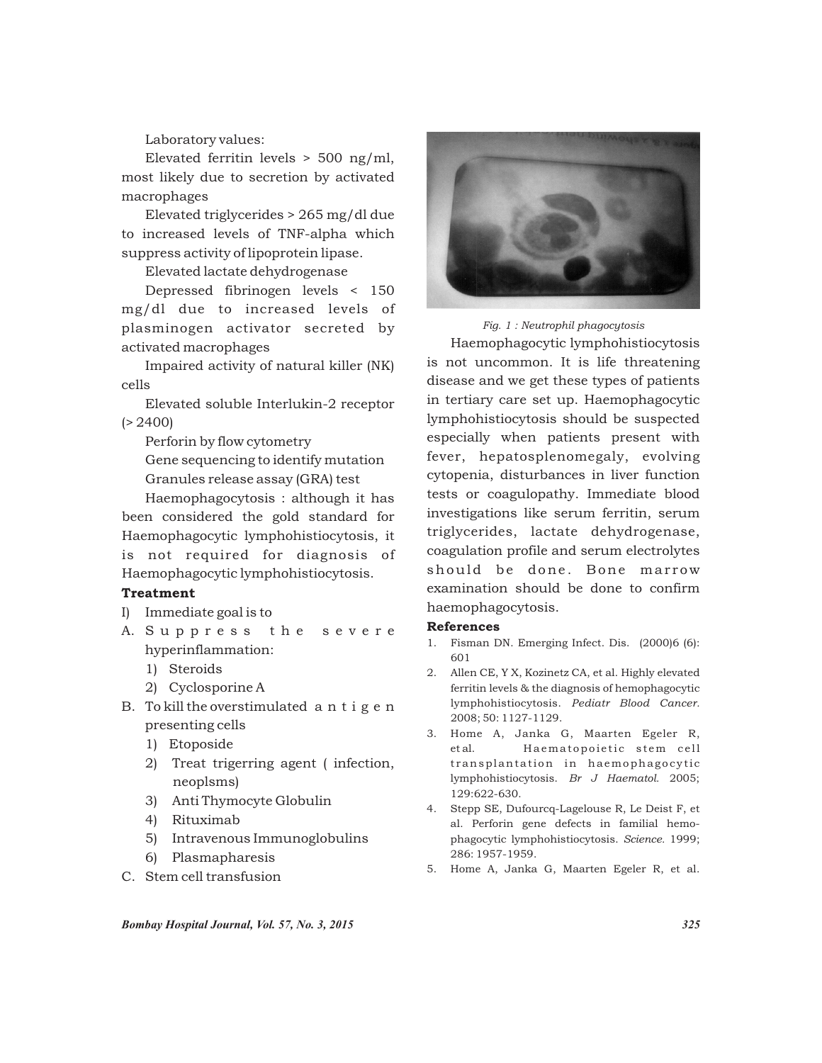Laboratory values:

Elevated ferritin levels > 500 ng/ml, most likely due to secretion by activated macrophages

Elevated triglycerides > 265 mg/dl due to increased levels of TNF-alpha which suppress activity of lipoprotein lipase.

Elevated lactate dehydrogenase

Depressed fibrinogen levels < 150 mg/dl due to increased levels of plasminogen activator secreted by activated macrophages

Impaired activity of natural killer (NK) cells

Elevated soluble Interlukin-2 receptor (> 2400)

Perforin by flow cytometry

Gene sequencing to identify mutation

Granules release assay (GRA) test

Haemophagocytosis : although it has been considered the gold standard for Haemophagocytic lymphohistiocytosis, it is not required for diagnosis of Haemophagocytic lymphohistiocytosis.

**Treatment**

I) Immediate goal is to

A. Suppress the severe hyperinflammation:
   1) Steroids
   2) Cyclosporine A

B. To kill the overstimulated antigen presenting cells
   1) Etoposide
   2) Treat trigerring agent ( infection, neoplsms)
   3) Anti Thymocyte Globulin
   4) Rituximab
   5) Intravenous Immunoglobulins
   6) Plasmapharesis

C. Stem cell transfusion

*Fig. 1 : Neutrophil phagocytosis*

Haemophagocytic lymphohistiocytosis is not uncommon. It is life threatening disease and we get these types of patients in tertiary care set up. Haemophagocytic lymphohistiocytosis should be suspected especially when patients present with fever, hepatosplenomegaly, evolving cytopenia, disturbances in liver function tests or coagulopathy. Immediate blood investigations like serum ferritin, serum triglycerides, lactate dehydrogenase, coagulation profile and serum electrolytes should be done. Bone marrow examination should be done to confirm haemophagocytosis.

**References**

1. Fisman DN. Emerging Infect. Dis. (2000)6 (6): 601
2. Allen CE, Y X, Kozinetz CA, et al. Highly elevated ferritin levels & the diagnosis of hemophagocytic lymphohistiocytosis. *Pediatr Blood Cancer.* 2008; 50: 1127-1129.
3. Home A, Janka G, Maarten Egeler R, et al. Haematopoietic stem cell transplantation in haemophagocytic lymphohistiocytosis. *Br J Haematol.* 2005; 129:622-630.
4. Stepp SE, Dufourcq-Lagelouse R, Le Deist F, et al. Perforin gene defects in familial hemophagocytic lymphohistiocytosis. *Science.* 1999; 286: 1957-1959.
5. Home A, Janka G, Maarten Egeler R, et al.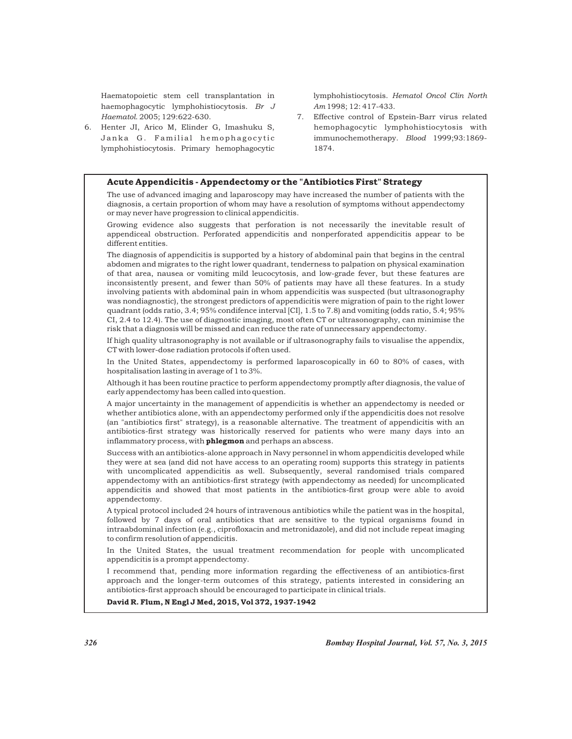Haematopoietic stem cell transplantation in haemophagocytic lymphohistiocytosis. *Br J Haematol.* 2005; 129:622-630.

6. Henter JI, Arico M, Elinder G, Imashuku S, Janka G. Familial hemophagocytic lymphohistiocytosis. Primary hemophagocytic lymphohistiocytosis. *Hematol Oncol Clin North Am* 1998; 12: 417-433.
7. Effective control of Epstein-Barr virus related hemophagocytic lymphohistiocytosis with immunochemotherapy. *Blood* 1999;93:1869-1874.

## Acute Appendicitis - Appendectomy or the "Antibiotics First" Strategy

The use of advanced imaging and laparoscopy may have increased the number of patients with the diagnosis, a certain proportion of whom may have a resolution of symptoms without appendectomy or may never have progression to clinical appendicitis.

Growing evidence also suggests that perforation is not necessarily the inevitable result of appendiceal obstruction. Perforated appendicitis and nonperforated appendicitis appear to be different entities.

The diagnosis of appendicitis is supported by a history of abdominal pain that begins in the central abdomen and migrates to the right lower quadrant, tenderness to palpation on physical examination of that area, nausea or vomiting mild leucocytosis, and low-grade fever, but these features are inconsistently present, and fewer than 50% of patients may have all these features. In a study involving patients with abdominal pain in whom appendicitis was suspected (but ultrasonography was nondiagnostic), the strongest predictors of appendicitis were migration of pain to the right lower quadrant (odds ratio, 3.4; 95% condifence interval [CI], 1.5 to 7.8) and vomiting (odds ratio, 5.4; 95% CI, 2.4 to 12.4). The use of diagnostic imaging, most often CT or ultrasonography, can minimise the risk that a diagnosis will be missed and can reduce the rate of unnecessary appendectomy.

If high quality ultrasonography is not available or if ultrasonography fails to visualise the appendix, CT with lower-dose radiation protocols if often used.

In the United States, appendectomy is performed laparoscopically in 60 to 80% of cases, with hospitalisation lasting in average of 1 to 3%.

Although it has been routine practice to perform appendectomy promptly after diagnosis, the value of early appendectomy has been called into question.

A major uncertainty in the management of appendicitis is whether an appendectomy is needed or whether antibiotics alone, with an appendectomy performed only if the appendicitis does not resolve (an "antibiotics first" strategy), is a reasonable alternative. The treatment of appendicitis with an antibiotics-first strategy was historically reserved for patients who were many days into an inflammatory process, with **phlegmon** and perhaps an abscess.

Success with an antibiotics-alone approach in Navy personnel in whom appendicitis developed while they were at sea (and did not have access to an operating room) supports this strategy in patients with uncomplicated appendicitis as well. Subsequently, several randomised trials compared appendectomy with an antibiotics-first strategy (with appendectomy as needed) for uncomplicated appendicitis and showed that most patients in the antibiotics-first group were able to avoid appendectomy.

A typical protocol included 24 hours of intravenous antibiotics while the patient was in the hospital, followed by 7 days of oral antibiotics that are sensitive to the typical organisms found in intraabdominal infection (e.g., ciprofloxacin and metronidazole), and did not include repeat imaging to confirm resolution of appendicitis.

In the United States, the usual treatment recommendation for people with uncomplicated appendicitis is a prompt appendectomy.

I recommend that, pending more information regarding the effectiveness of an antibiotics-first approach and the longer-term outcomes of this strategy, patients interested in considering an antibiotics-first approach should be encouraged to participate in clinical trials.

**David R. Flum, N Engl J Med, 2015, Vol 372, 1937-1942**